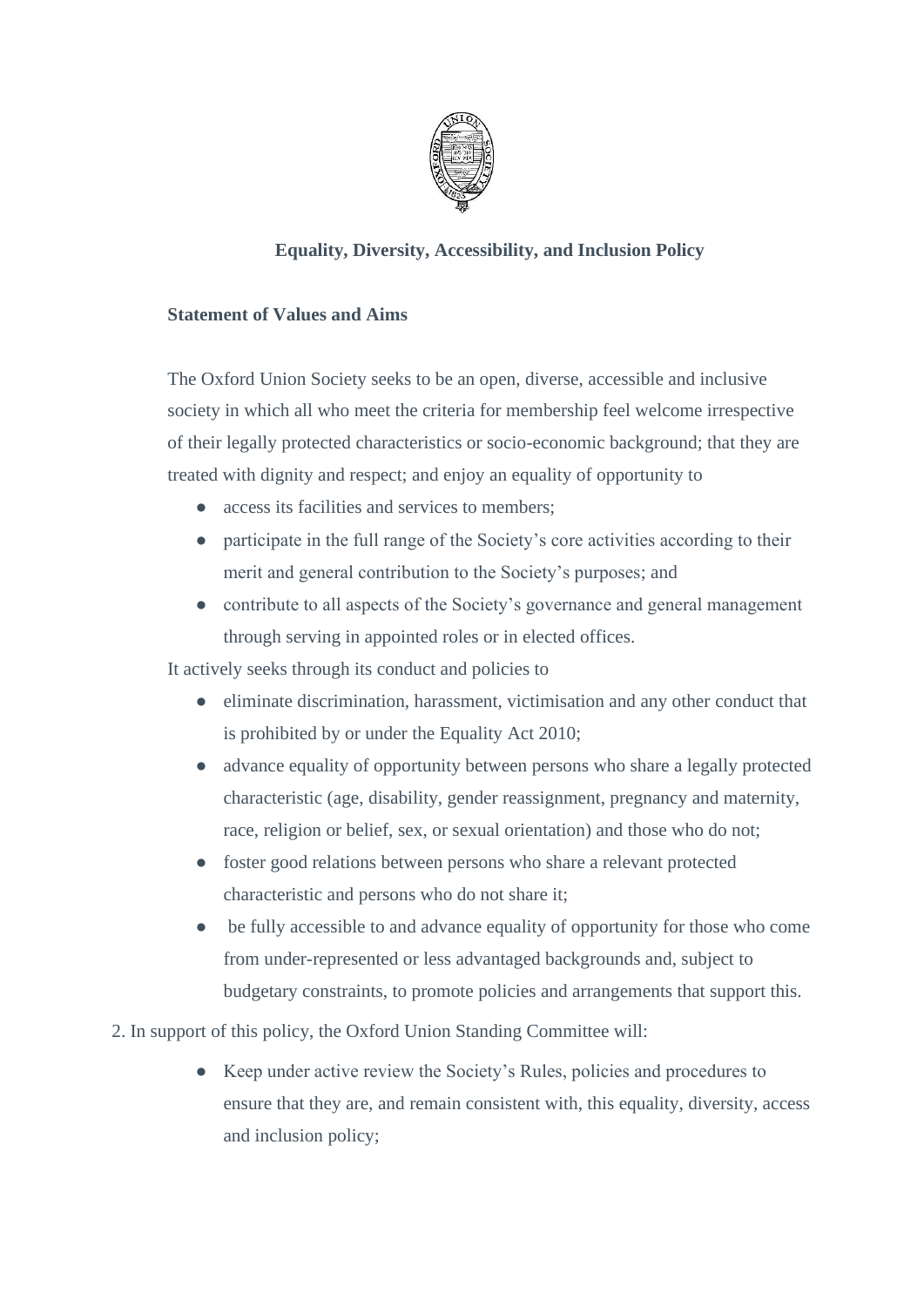# Equality, Diversity, Accessibility, and Inclusion Policy

## Statement of Values and Aims

The Oxford Union Society seeks to be an open, diverse, accessible and inclusive society in which all who meet the criteria for membership feel welcome irrespective of their legally protected characteristics or socio-economic background; that they are treated with dignity and respect; and enjoy an equality of opportunity to

- access its facilities and services to members;
- participate in the full range of the Society's core activities according to their merit and general contribution to the Society's purposes; and
- contribute to all aspects of the Society's governance and general management through serving in appointed roles or in elected offices.

It actively seeks through its conduct and policies to

- eliminate discrimination, harassment, victimisation and any other conduct that is prohibited by or under the Equality Act 2010;
- advance equality of opportunity between persons who share a legally protected characteristic (age, disability, gender reassignment, pregnancy and maternity, race, religion or belief, sex, or sexual orientation) and those who do not;
- foster good relations between persons who share a relevant protected characteristic and persons who do not share it;
- be fully accessible to and advance equality of opportunity for those who come from under-represented or less advantaged backgrounds and, subject to budgetary constraints, to promote policies and arrangements that support this.

2. In support of this policy, the Oxford Union Standing Committee will:

- Keep under active review the Society's Rules, policies and procedures to ensure that they are, and remain consistent with, this equality, diversity, access and inclusion policy;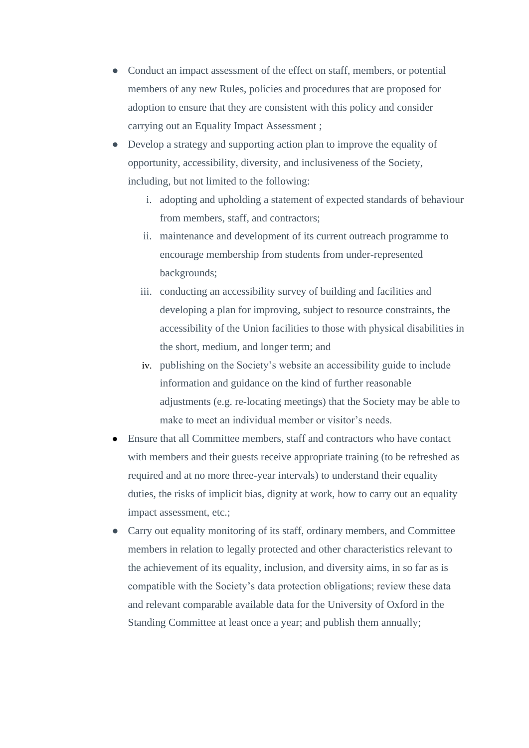- Conduct an impact assessment of the effect on staff, members, or potential members of any new Rules, policies and procedures that are proposed for adoption to ensure that they are consistent with this policy and consider carrying out an Equality Impact Assessment ;
- Develop a strategy and supporting action plan to improve the equality of opportunity, accessibility, diversity, and inclusiveness of the Society, including, but not limited to the following:
    i. adopting and upholding a statement of expected standards of behaviour from members, staff, and contractors;
    ii. maintenance and development of its current outreach programme to encourage membership from students from under-represented backgrounds;
    iii. conducting an accessibility survey of building and facilities and developing a plan for improving, subject to resource constraints, the accessibility of the Union facilities to those with physical disabilities in the short, medium, and longer term; and
    iv. publishing on the Society's website an accessibility guide to include information and guidance on the kind of further reasonable adjustments (e.g. re-locating meetings) that the Society may be able to make to meet an individual member or visitor's needs.
- Ensure that all Committee members, staff and contractors who have contact with members and their guests receive appropriate training (to be refreshed as required and at no more three-year intervals) to understand their equality duties, the risks of implicit bias, dignity at work, how to carry out an equality impact assessment, etc.;
- Carry out equality monitoring of its staff, ordinary members, and Committee members in relation to legally protected and other characteristics relevant to the achievement of its equality, inclusion, and diversity aims, in so far as is compatible with the Society's data protection obligations; review these data and relevant comparable available data for the University of Oxford in the Standing Committee at least once a year; and publish them annually;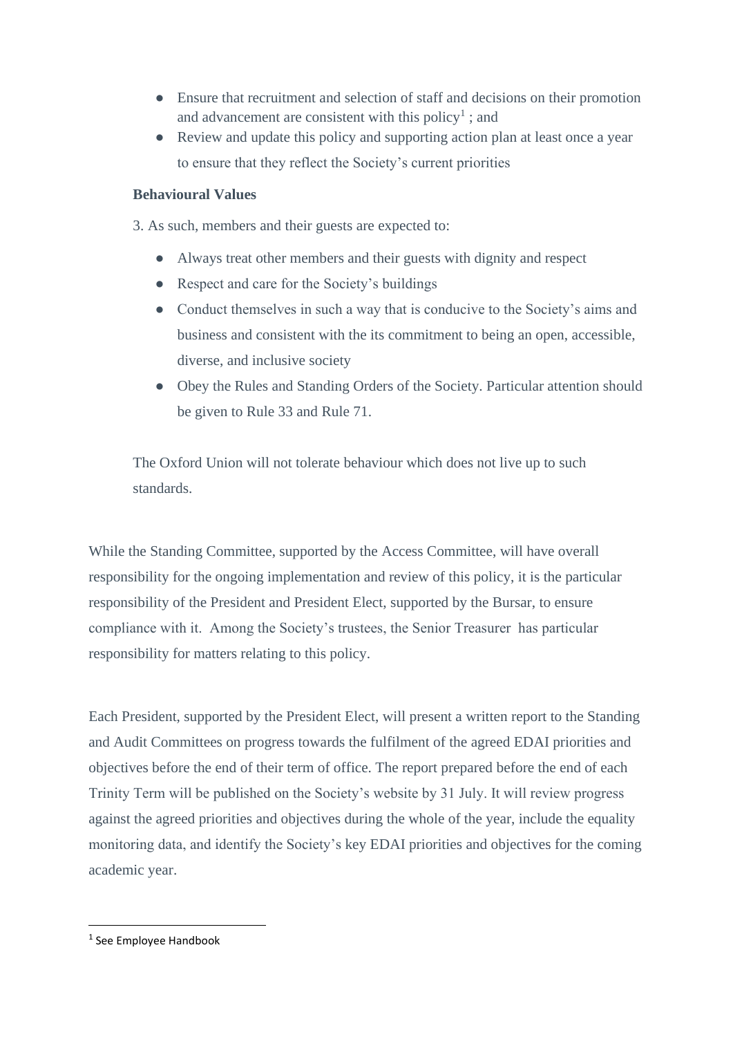- Ensure that recruitment and selection of staff and decisions on their promotion and advancement are consistent with this policy[1] ; and
- Review and update this policy and supporting action plan at least once a year to ensure that they reflect the Society's current priorities

**Behavioural Values**

3. As such, members and their guests are expected to:

- Always treat other members and their guests with dignity and respect
- Respect and care for the Society's buildings
- Conduct themselves in such a way that is conducive to the Society's aims and business and consistent with the its commitment to being an open, accessible, diverse, and inclusive society
- Obey the Rules and Standing Orders of the Society. Particular attention should be given to Rule 33 and Rule 71.

The Oxford Union will not tolerate behaviour which does not live up to such standards.

While the Standing Committee, supported by the Access Committee, will have overall responsibility for the ongoing implementation and review of this policy, it is the particular responsibility of the President and President Elect, supported by the Bursar, to ensure compliance with it. Among the Society's trustees, the Senior Treasurer has particular responsibility for matters relating to this policy.

Each President, supported by the President Elect, will present a written report to the Standing and Audit Committees on progress towards the fulfilment of the agreed EDAI priorities and objectives before the end of their term of office. The report prepared before the end of each Trinity Term will be published on the Society's website by 31 July. It will review progress against the agreed priorities and objectives during the whole of the year, include the equality monitoring data, and identify the Society's key EDAI priorities and objectives for the coming academic year.

[1] See Employee Handbook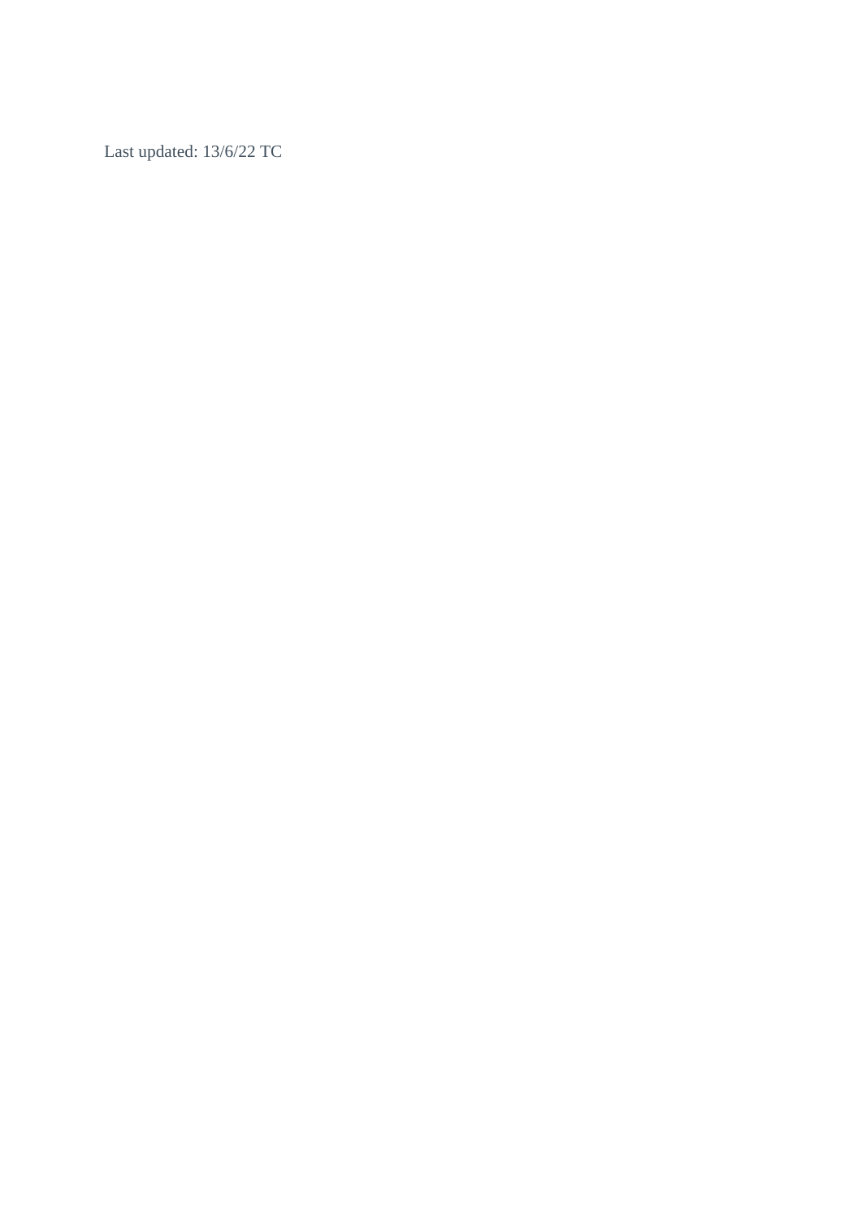Last updated: 13/6/22 TC